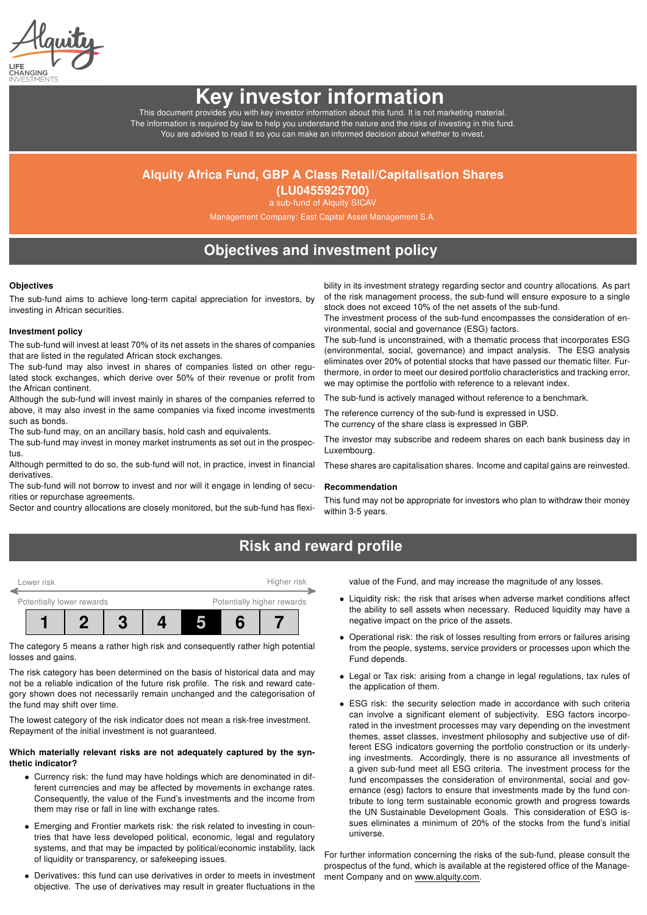# Key investor information

This document provides you with key investor information about this fund. It is not marketing material.
The information is required by law to help you understand the nature and the risks of investing in this fund.
You are advised to read it so you can make an informed decision about whether to invest.

## Alquity Africa Fund, GBP A Class Retail/Capitalisation Shares (LU0455925700)

a sub-fund of Alquity SICAV

Management Company: East Capital Asset Management S.A.

## Objectives and investment policy

### Objectives

The sub-fund aims to achieve long-term capital appreciation for investors, by investing in African securities.

### Investment policy

The sub-fund will invest at least 70% of its net assets in the shares of companies that are listed in the regulated African stock exchanges.

The sub-fund may also invest in shares of companies listed on other regulated stock exchanges, which derive over 50% of their revenue or profit from the African continent.

Although the sub-fund will invest mainly in shares of the companies referred to above, it may also invest in the same companies via fixed income investments such as bonds.

The sub-fund may, on an ancillary basis, hold cash and equivalents.

The sub-fund may invest in money market instruments as set out in the prospectus.

Although permitted to do so, the sub-fund will not, in practice, invest in financial derivatives.

The sub-fund will not borrow to invest and nor will it engage in lending of securities or repurchase agreements.

Sector and country allocations are closely monitored, but the sub-fund has flexibility in its investment strategy regarding sector and country allocations. As part of the risk management process, the sub-fund will ensure exposure to a single stock does not exceed 10% of the net assets of the sub-fund.

The investment process of the sub-fund encompasses the consideration of environmental, social and governance (ESG) factors.

The sub-fund is unconstrained, with a thematic process that incorporates ESG (environmental, social, governance) and impact analysis. The ESG analysis eliminates over 20% of potential stocks that have passed our thematic filter. Furthermore, in order to meet our desired portfolio characteristics and tracking error, we may optimise the portfolio with reference to a relevant index.

The sub-fund is actively managed without reference to a benchmark.

The reference currency of the sub-fund is expressed in USD.
The currency of the share class is expressed in GBP.

The investor may subscribe and redeem shares on each bank business day in Luxembourg.

These shares are capitalisation shares. Income and capital gains are reinvested.

### Recommendation

This fund may not be appropriate for investors who plan to withdraw their money within 3-5 years.

## Risk and reward profile

Lower risk ← → Higher risk

Potentially lower rewards ← → Potentially higher rewards

| 1 | 2 | 3 | 4 | **5** | 6 | 7 |
|---|---|---|---|---|---|---|

The category 5 means a rather high risk and consequently rather high potential losses and gains.

The risk category has been determined on the basis of historical data and may not be a reliable indication of the future risk profile. The risk and reward category shown does not necessarily remain unchanged and the categorisation of the fund may shift over time.

The lowest category of the risk indicator does not mean a risk-free investment. Repayment of the initial investment is not guaranteed.

**Which materially relevant risks are not adequately captured by the synthetic indicator?**

- Currency risk: the fund may have holdings which are denominated in different currencies and may be affected by movements in exchange rates. Consequently, the value of the Fund's investments and the income from them may rise or fall in line with exchange rates.
- Emerging and Frontier markets risk: the risk related to investing in countries that have less developed political, economic, legal and regulatory systems, and that may be impacted by political/economic instability, lack of liquidity or transparency, or safekeeping issues.
- Derivatives: this fund can use derivatives in order to meets in investment objective. The use of derivatives may result in greater fluctuations in the value of the Fund, and may increase the magnitude of any losses.
- Liquidity risk: the risk that arises when adverse market conditions affect the ability to sell assets when necessary. Reduced liquidity may have a negative impact on the price of the assets.
- Operational risk: the risk of losses resulting from errors or failures arising from the people, systems, service providers or processes upon which the Fund depends.
- Legal or Tax risk: arising from a change in legal regulations, tax rules of the application of them.
- ESG risk: the security selection made in accordance with such criteria can involve a significant element of subjectivity. ESG factors incorporated in the investment processes may vary depending on the investment themes, asset classes, investment philosophy and subjective use of different ESG indicators governing the portfolio construction or its underlying investments. Accordingly, there is no assurance all investments of a given sub-fund meet all ESG criteria. The investment process for the fund encompasses the consideration of environmental, social and governance (esg) factors to ensure that investments made by the fund contribute to long term sustainable economic growth and progress towards the UN Sustainable Development Goals. This consideration of ESG issues eliminates a minimum of 20% of the stocks from the fund's initial universe.

For further information concerning the risks of the sub-fund, please consult the prospectus of the fund, which is available at the registered office of the Management Company and on www.alquity.com.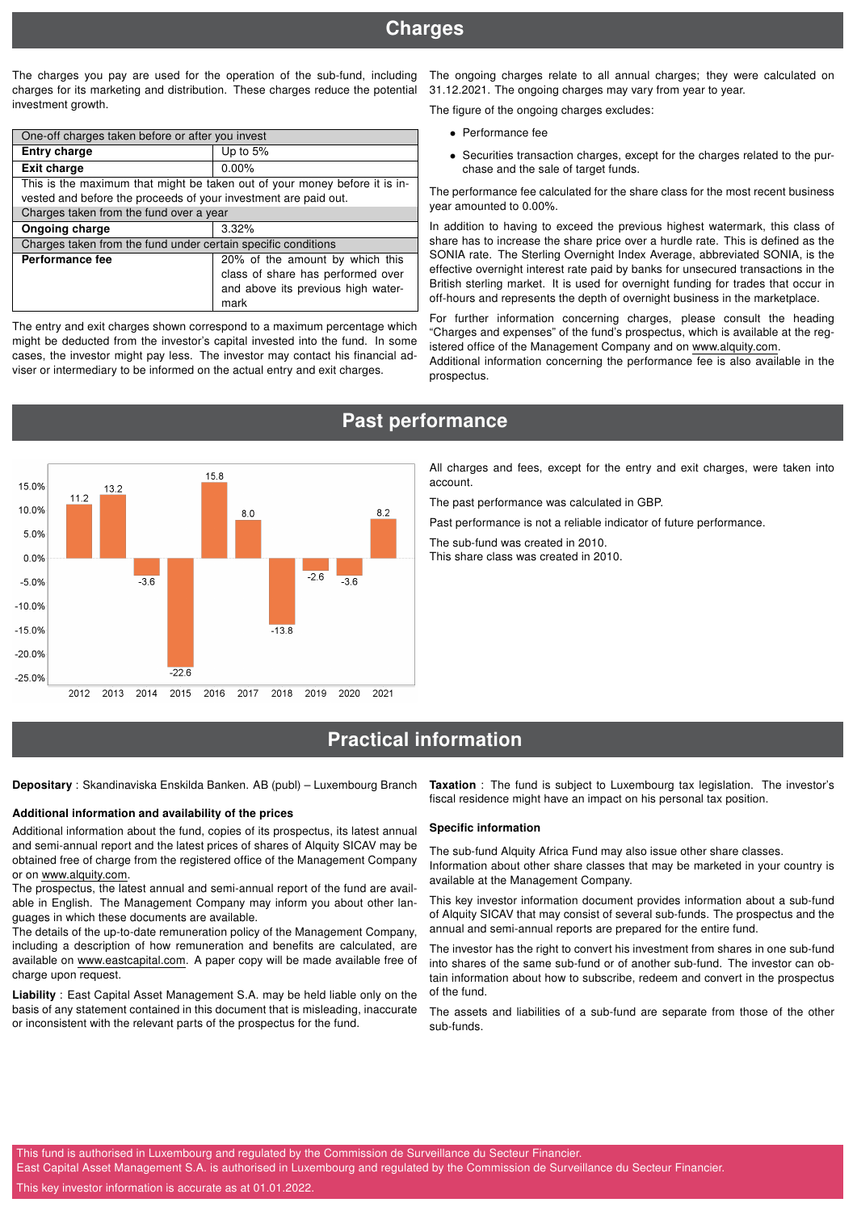## Charges

The charges you pay are used for the operation of the sub-fund, including charges for its marketing and distribution. These charges reduce the potential investment growth.

| One-off charges taken before or after you invest | |
|---|---|
| **Entry charge** | Up to 5% |
| **Exit charge** | 0.00% |
| This is the maximum that might be taken out of your money before it is invested and before the proceeds of your investment are paid out. | |
| Charges taken from the fund over a year | |
| **Ongoing charge** | 3.32% |
| Charges taken from the fund under certain specific conditions | |
| **Performance fee** | 20% of the amount by which this class of share has performed over and above its previous high watermark |

The entry and exit charges shown correspond to a maximum percentage which might be deducted from the investor's capital invested into the fund. In some cases, the investor might pay less. The investor may contact his financial adviser or intermediary to be informed on the actual entry and exit charges.

The ongoing charges relate to all annual charges; they were calculated on 31.12.2021. The ongoing charges may vary from year to year.

The figure of the ongoing charges excludes:

- Performance fee
- Securities transaction charges, except for the charges related to the purchase and the sale of target funds.

The performance fee calculated for the share class for the most recent business year amounted to 0.00%.

In addition to having to exceed the previous highest watermark, this class of share has to increase the share price over a hurdle rate. This is defined as the SONIA rate. The Sterling Overnight Index Average, abbreviated SONIA, is the effective overnight interest rate paid by banks for unsecured transactions in the British sterling market. It is used for overnight funding for trades that occur in off-hours and represents the depth of overnight business in the marketplace.

For further information concerning charges, please consult the heading "Charges and expenses" of the fund's prospectus, which is available at the registered office of the Management Company and on www.alquity.com.
Additional information concerning the performance fee is also available in the prospectus.

## Past performance

15.0%
10.0%
5.0%
0.0%
-5.0%
-10.0%
-15.0%
-20.0%
-25.0%

11.2 (2012)
13.2 (2013)
-3.6 (2014)
-22.6 (2015)
15.8 (2016)
8.0 (2017)
-13.8 (2018)
-2.6 (2019)
-3.6 (2020)
8.2 (2021)

All charges and fees, except for the entry and exit charges, were taken into account.

The past performance was calculated in GBP.

Past performance is not a reliable indicator of future performance.

The sub-fund was created in 2010.
This share class was created in 2010.

## Practical information

**Depositary** : Skandinaviska Enskilda Banken. AB (publ) – Luxembourg Branch

**Additional information and availability of the prices**

Additional information about the fund, copies of its prospectus, its latest annual and semi-annual report and the latest prices of shares of Alquity SICAV may be obtained free of charge from the registered office of the Management Company or on www.alquity.com.
The prospectus, the latest annual and semi-annual report of the fund are available in English. The Management Company may inform you about other languages in which these documents are available.
The details of the up-to-date remuneration policy of the Management Company, including a description of how remuneration and benefits are calculated, are available on www.eastcapital.com. A paper copy will be made available free of charge upon request.

**Liability** : East Capital Asset Management S.A. may be held liable only on the basis of any statement contained in this document that is misleading, inaccurate or inconsistent with the relevant parts of the prospectus for the fund.

**Taxation** : The fund is subject to Luxembourg tax legislation. The investor's fiscal residence might have an impact on his personal tax position.

**Specific information**

The sub-fund Alquity Africa Fund may also issue other share classes.
Information about other share classes that may be marketed in your country is available at the Management Company.

This key investor information document provides information about a sub-fund of Alquity SICAV that may consist of several sub-funds. The prospectus and the annual and semi-annual reports are prepared for the entire fund.

The investor has the right to convert his investment from shares in one sub-fund into shares of the same sub-fund or of another sub-fund. The investor can obtain information about how to subscribe, redeem and convert in the prospectus of the fund.

The assets and liabilities of a sub-fund are separate from those of the other sub-funds.

This fund is authorised in Luxembourg and regulated by the Commission de Surveillance du Secteur Financier.
East Capital Asset Management S.A. is authorised in Luxembourg and regulated by the Commission de Surveillance du Secteur Financier.

This key investor information is accurate as at 01.01.2022.